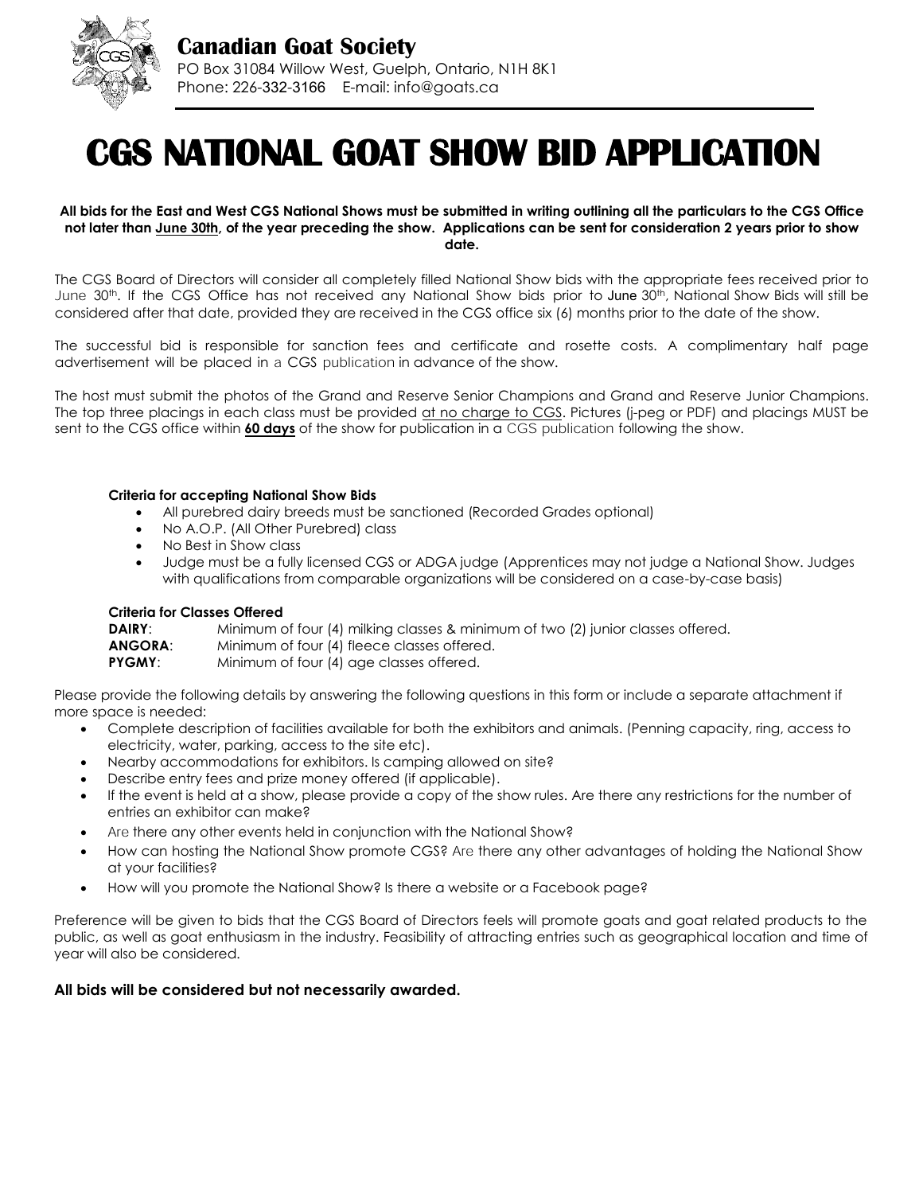# Canadian Goat Society

PO Box 31084 Willow West, Guelph, Ontario, N1H 8K1
Phone: 226-332-3166 E-mail: info@goats.ca

# CGS NATIONAL GOAT SHOW BID APPLICATION

**All bids for the East and West CGS National Shows must be submitted in writing outlining all the particulars to the CGS Office not later than June 30th, of the year preceding the show. Applications can be sent for consideration 2 years prior to show date.**

The CGS Board of Directors will consider all completely filled National Show bids with the appropriate fees received prior to June 30th. If the CGS Office has not received any National Show bids prior to June 30th, National Show Bids will still be considered after that date, provided they are received in the CGS office six (6) months prior to the date of the show.

The successful bid is responsible for sanction fees and certificate and rosette costs. A complimentary half page advertisement will be placed in a CGS publication in advance of the show.

The host must submit the photos of the Grand and Reserve Senior Champions and Grand and Reserve Junior Champions. The top three placings in each class must be provided at no charge to CGS. Pictures (j-peg or PDF) and placings MUST be sent to the CGS office within **60 days** of the show for publication in a CGS publication following the show.

**Criteria for accepting National Show Bids**

- All purebred dairy breeds must be sanctioned (Recorded Grades optional)
- No A.O.P. (All Other Purebred) class
- No Best in Show class
- Judge must be a fully licensed CGS or ADGA judge (Apprentices may not judge a National Show. Judges with qualifications from comparable organizations will be considered on a case-by-case basis)

**Criteria for Classes Offered**

**DAIRY**: Minimum of four (4) milking classes & minimum of two (2) junior classes offered.
**ANGORA**: Minimum of four (4) fleece classes offered.
**PYGMY**: Minimum of four (4) age classes offered.

Please provide the following details by answering the following questions in this form or include a separate attachment if more space is needed:

- Complete description of facilities available for both the exhibitors and animals. (Penning capacity, ring, access to electricity, water, parking, access to the site etc).
- Nearby accommodations for exhibitors. Is camping allowed on site?
- Describe entry fees and prize money offered (if applicable).
- If the event is held at a show, please provide a copy of the show rules. Are there any restrictions for the number of entries an exhibitor can make?
- Are there any other events held in conjunction with the National Show?
- How can hosting the National Show promote CGS? Are there any other advantages of holding the National Show at your facilities?
- How will you promote the National Show? Is there a website or a Facebook page?

Preference will be given to bids that the CGS Board of Directors feels will promote goats and goat related products to the public, as well as goat enthusiasm in the industry. Feasibility of attracting entries such as geographical location and time of year will also be considered.

**All bids will be considered but not necessarily awarded.**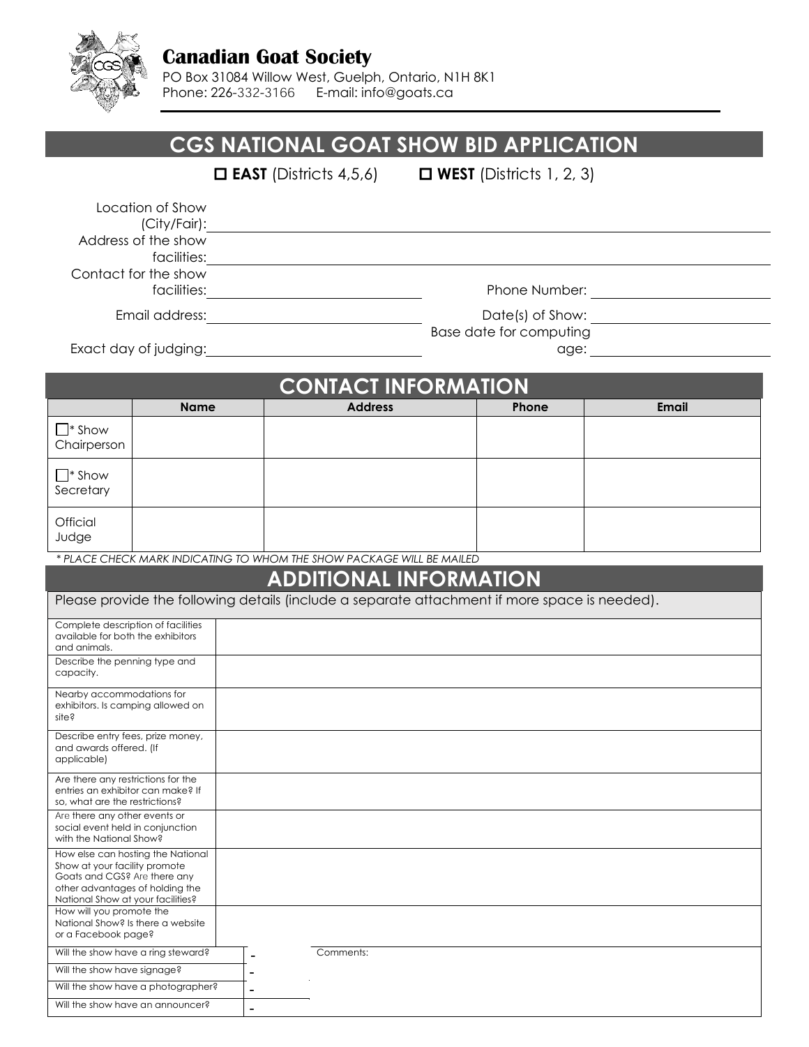**Canadian Goat Society**
PO Box 31084 Willow West, Guelph, Ontario, N1H 8K1
Phone: 226-332-3166 E-mail: info@goats.ca

# CGS NATIONAL GOAT SHOW BID APPLICATION

☐ **EAST** (Districts 4,5,6) ☐ **WEST** (Districts 1, 2, 3)

Location of Show (City/Fair): ______________________________

Address of the show facilities: ______________________________

Contact for the show facilities: ______________ Phone Number: ______________

Email address: ______________ Date(s) of Show: ______________

Exact day of judging: ______________ Base date for computing age: ______________

## CONTACT INFORMATION

| | Name | Address | Phone | Email |
|---|---|---|---|---|
| ☐* Show Chairperson | | | | |
| ☐* Show Secretary | | | | |
| Official Judge | | | | |

*\* PLACE CHECK MARK INDICATING TO WHOM THE SHOW PACKAGE WILL BE MAILED*

## ADDITIONAL INFORMATION

Please provide the following details (include a separate attachment if more space is needed).

| | |
|---|---|
| Complete description of facilities available for both the exhibitors and animals. | |
| Describe the penning type and capacity. | |
| Nearby accommodations for exhibitors. Is camping allowed on site? | |
| Describe entry fees, prize money, and awards offered. (If applicable) | |
| Are there any restrictions for the entries an exhibitor can make? If so, what are the restrictions? | |
| Are there any other events or social event held in conjunction with the National Show? | |
| How else can hosting the National Show at your facility promote Goats and CGS? Are there any other advantages of holding the National Show at your facilities? | |
| How will you promote the National Show? Is there a website or a Facebook page? | |

| | | Comments: |
|---|---|---|
| Will the show have a ring steward? | - | |
| Will the show have signage? | - | |
| Will the show have a photographer? | - | |
| Will the show have an announcer? | - | |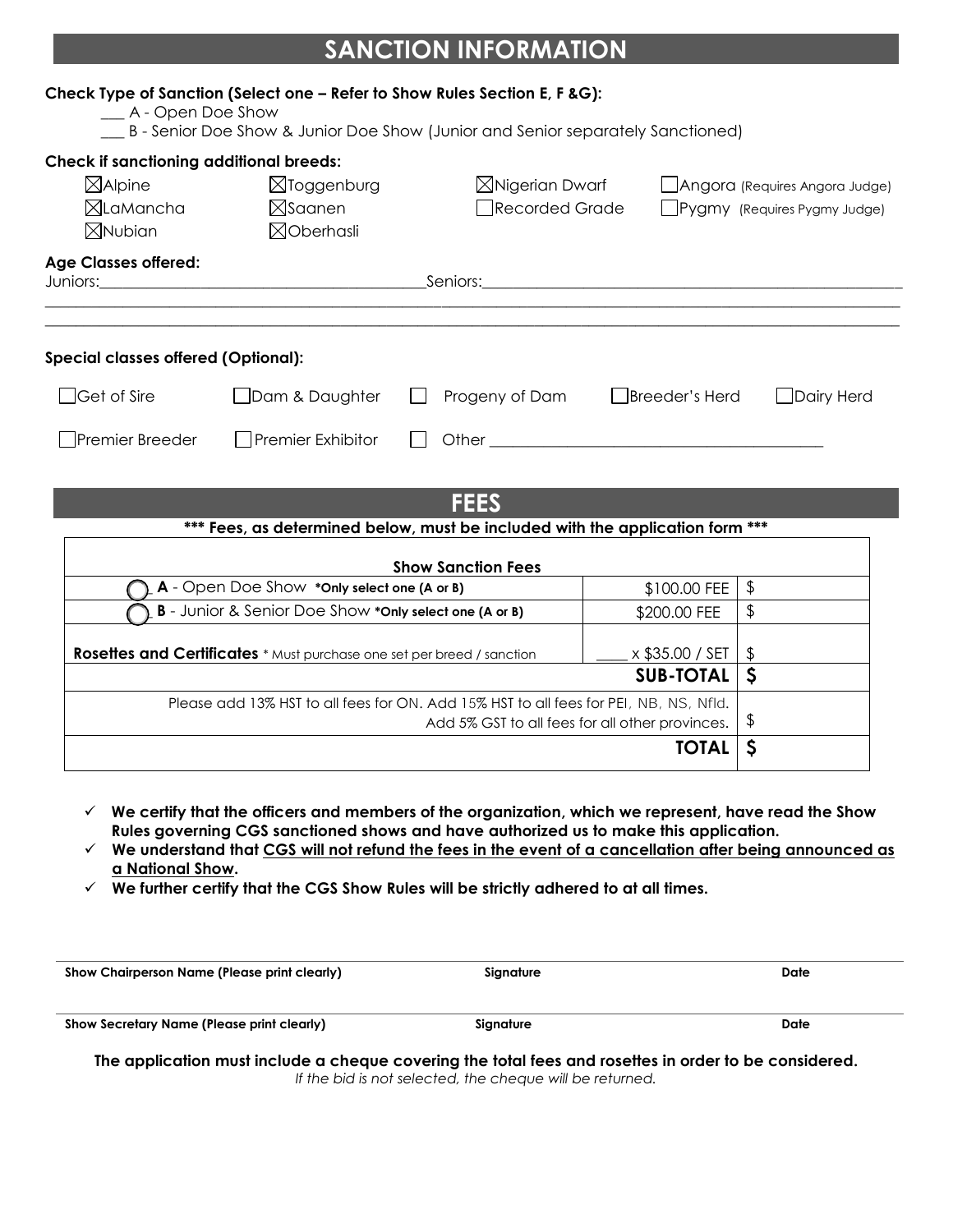## SANCTION INFORMATION

**Check Type of Sanction (Select one – Refer to Show Rules Section E, F &G):**

___ A - Open Doe Show

___ B - Senior Doe Show & Junior Doe Show (Junior and Senior separately Sanctioned)

**Check if sanctioning additional breeds:**

- ☒ Alpine
- ☒ LaMancha
- ☒ Nubian
- ☒ Toggenburg
- ☒ Saanen
- ☒ Oberhasli
- ☒ Nigerian Dwarf
- ☐ Recorded Grade
- ☐ Angora (Requires Angora Judge)
- ☐ Pygmy (Requires Pygmy Judge)

**Age Classes offered:**

Juniors:________________________________________ Seniors:________________________________________________

________________________________________________________________________________________________________

________________________________________________________________________________________________________

**Special classes offered (Optional):**

- ☐ Get of Sire
- ☐ Dam & Daughter
- ☐ Progeny of Dam
- ☐ Breeder's Herd
- ☐ Dairy Herd
- ☐ Premier Breeder
- ☐ Premier Exhibitor
- ☐ Other ________________________________________

## FEES

**\*\*\* Fees, as determined below, must be included with the application form \*\*\***

| **Show Sanction Fees** | | |
|---|---|---|
| ◯ **A** - Open Doe Show **\*Only select one (A or B)** | $100.00 FEE | $ |
| ◯ **B** - Junior & Senior Doe Show **\*Only select one (A or B)** | $200.00 FEE | $ |
| **Rosettes and Certificates** \* Must purchase one set per breed / sanction | ____ x $35.00 / SET | $ |
| | **SUB-TOTAL** | **$** |
| Please add 13% HST to all fees for ON. Add 15% HST to all fees for PEI, NB, NS, Nfld. Add 5% GST to all fees for all other provinces. | | $ |
| | **TOTAL** | **$** |

- ✓ **We certify that the officers and members of the organization, which we represent, have read the Show Rules governing CGS sanctioned shows and have authorized us to make this application.**
- ✓ **We understand that <u>CGS will not refund the fees in the event of a cancellation after being announced as a National Show</u>.**
- ✓ **We further certify that the CGS Show Rules will be strictly adhered to at all times.**

| | | |
|---|---|---|
| **Show Chairperson Name (Please print clearly)** | **Signature** | **Date** |
| **Show Secretary Name (Please print clearly)** | **Signature** | **Date** |

**The application must include a cheque covering the total fees and rosettes in order to be considered.**

*If the bid is not selected, the cheque will be returned.*